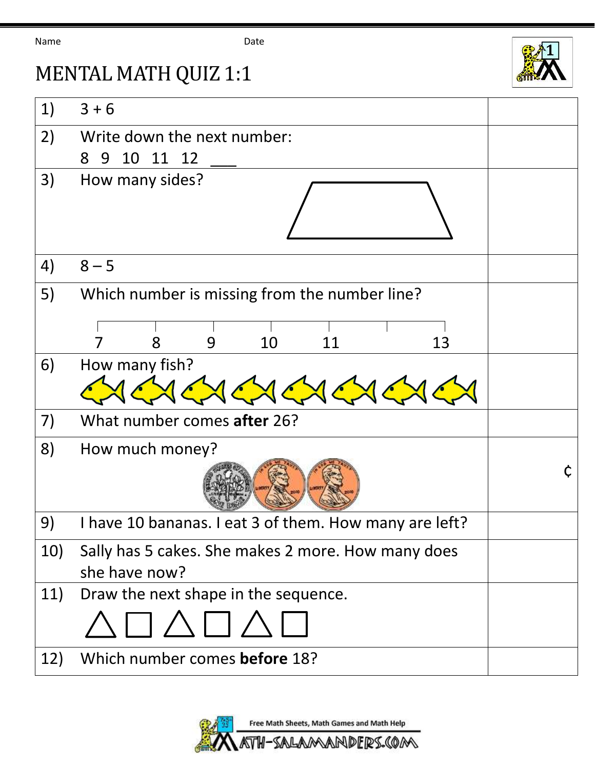Name Date

# MENTAL MATH QUIZ 1:1

| | | |
|---|---|---|
| 1) | 3 + 6 | |
| 2) | Write down the next number:<br>8 9 10 11 12 ___ | |
| 3) | How many sides? | |
| 4) | 8 – 5 | |
| 5) | Which number is missing from the number line?<br>7 8 9 10 11 13 | |
| 6) | How many fish? | |
| 7) | What number comes **after** 26? | |
| 8) | How much money? | ¢ |
| 9) | I have 10 bananas. I eat 3 of them. How many are left? | |
| 10) | Sally has 5 cakes. She makes 2 more. How many does she have now? | |
| 11) | Draw the next shape in the sequence.<br>△ □ △ □ △ □ | |
| 12) | Which number comes **before** 18? | |

Free Math Sheets, Math Games and Math Help

MATH-SALAMANDERS.COM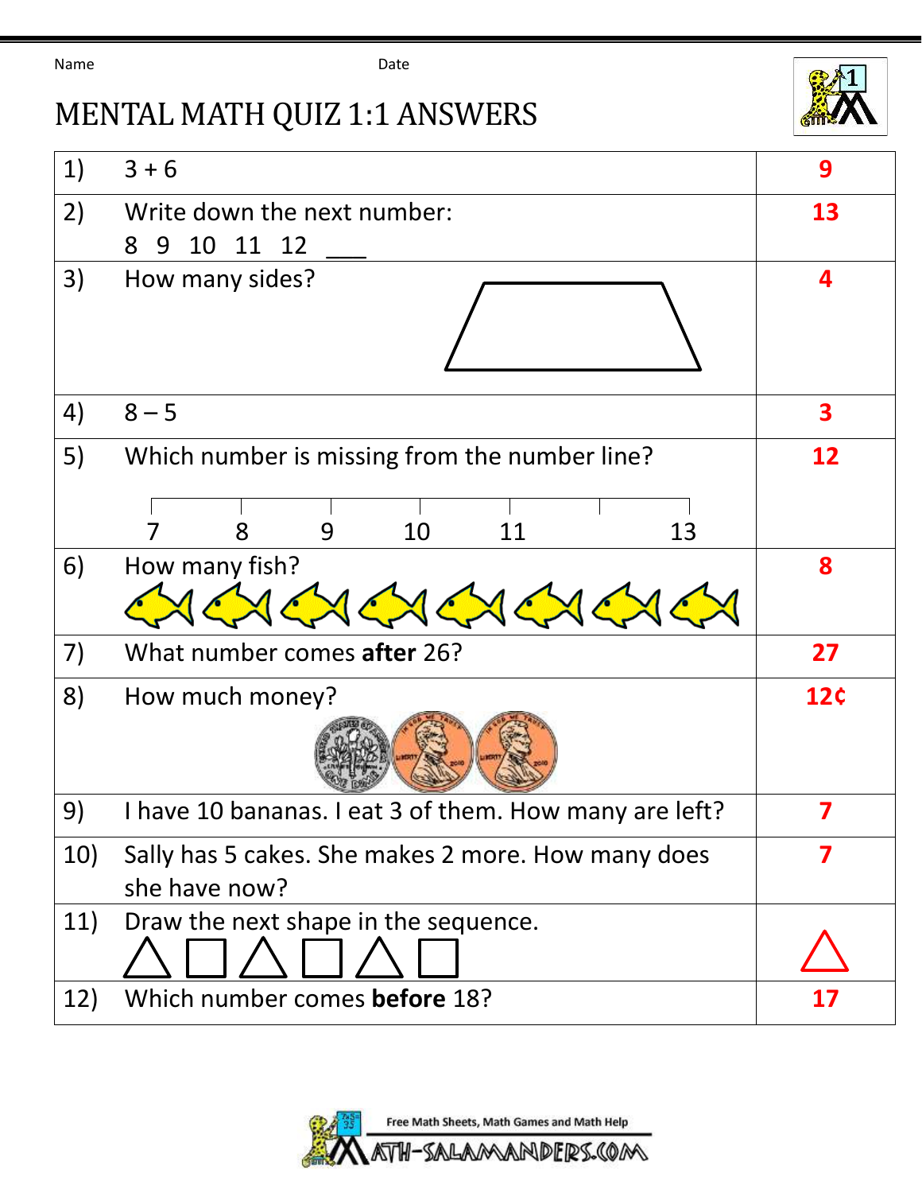Name Date

# MENTAL MATH QUIZ 1:1 ANSWERS

| | | |
|---|---|---|
| 1) | 3 + 6 | **9** |
| 2) | Write down the next number: 8 9 10 11 12 ___ | **13** |
| 3) | How many sides? | **4** |
| 4) | 8 – 5 | **3** |
| 5) | Which number is missing from the number line? 7 8 9 10 11 13 | **12** |
| 6) | How many fish? | **8** |
| 7) | What number comes **after** 26? | **27** |
| 8) | How much money? | **12¢** |
| 9) | I have 10 bananas. I eat 3 of them. How many are left? | **7** |
| 10) | Sally has 5 cakes. She makes 2 more. How many does she have now? | **7** |
| 11) | Draw the next shape in the sequence. △ □ △ □ △ □ | △ |
| 12) | Which number comes **before** 18? | **17** |

Free Math Sheets, Math Games and Math Help

MATH-SALAMANDERS.COM